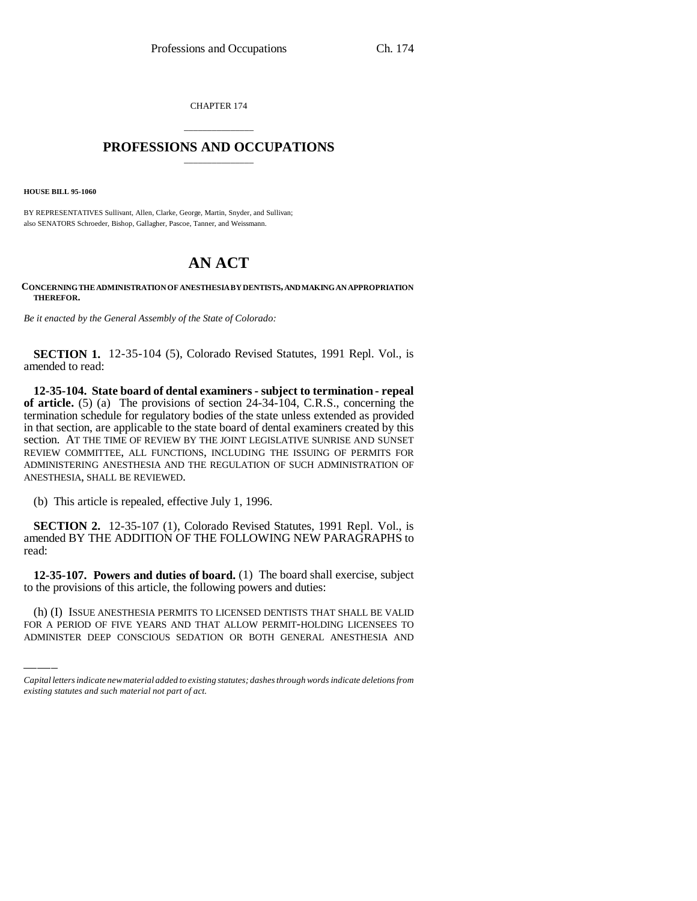CHAPTER 174

# PROFESSIONS AND OCCUPATIONS

**HOUSE BILL 95-1060**

BY REPRESENTATIVES Sullivant, Allen, Clarke, George, Martin, Snyder, and Sullivan;
also SENATORS Schroeder, Bishop, Gallagher, Pascoe, Tanner, and Weissmann.

# AN ACT

**CONCERNING THE ADMINISTRATION OF ANESTHESIA BY DENTISTS, AND MAKING AN APPROPRIATION THEREFOR.**

*Be it enacted by the General Assembly of the State of Colorado:*

**SECTION 1.** 12-35-104 (5), Colorado Revised Statutes, 1991 Repl. Vol., is amended to read:

**12-35-104. State board of dental examiners - subject to termination - repeal of article.** (5) (a) The provisions of section 24-34-104, C.R.S., concerning the termination schedule for regulatory bodies of the state unless extended as provided in that section, are applicable to the state board of dental examiners created by this section. AT THE TIME OF REVIEW BY THE JOINT LEGISLATIVE SUNRISE AND SUNSET REVIEW COMMITTEE, ALL FUNCTIONS, INCLUDING THE ISSUING OF PERMITS FOR ADMINISTERING ANESTHESIA AND THE REGULATION OF SUCH ADMINISTRATION OF ANESTHESIA, SHALL BE REVIEWED.

(b) This article is repealed, effective July 1, 1996.

**SECTION 2.** 12-35-107 (1), Colorado Revised Statutes, 1991 Repl. Vol., is amended BY THE ADDITION OF THE FOLLOWING NEW PARAGRAPHS to read:

**12-35-107. Powers and duties of board.** (1) The board shall exercise, subject to the provisions of this article, the following powers and duties:

(h) (I) ISSUE ANESTHESIA PERMITS TO LICENSED DENTISTS THAT SHALL BE VALID FOR A PERIOD OF FIVE YEARS AND THAT ALLOW PERMIT-HOLDING LICENSEES TO ADMINISTER DEEP CONSCIOUS SEDATION OR BOTH GENERAL ANESTHESIA AND

*Capital letters indicate new material added to existing statutes; dashes through words indicate deletions from existing statutes and such material not part of act.*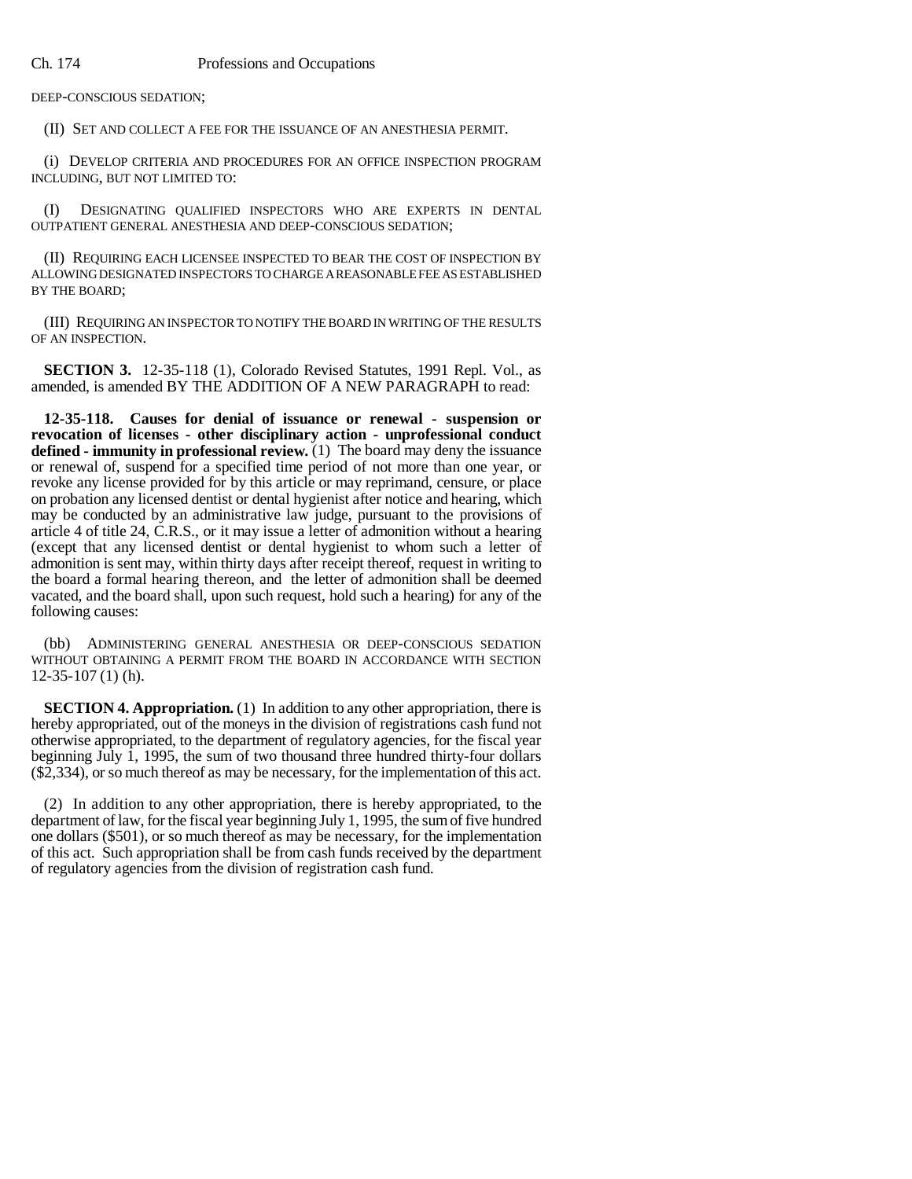DEEP-CONSCIOUS SEDATION;

(II) SET AND COLLECT A FEE FOR THE ISSUANCE OF AN ANESTHESIA PERMIT.

(i) DEVELOP CRITERIA AND PROCEDURES FOR AN OFFICE INSPECTION PROGRAM INCLUDING, BUT NOT LIMITED TO:

(I) DESIGNATING QUALIFIED INSPECTORS WHO ARE EXPERTS IN DENTAL OUTPATIENT GENERAL ANESTHESIA AND DEEP-CONSCIOUS SEDATION;

(II) REQUIRING EACH LICENSEE INSPECTED TO BEAR THE COST OF INSPECTION BY ALLOWING DESIGNATED INSPECTORS TO CHARGE A REASONABLE FEE AS ESTABLISHED BY THE BOARD;

(III) REQUIRING AN INSPECTOR TO NOTIFY THE BOARD IN WRITING OF THE RESULTS OF AN INSPECTION.

**SECTION 3.** 12-35-118 (1), Colorado Revised Statutes, 1991 Repl. Vol., as amended, is amended BY THE ADDITION OF A NEW PARAGRAPH to read:

**12-35-118. Causes for denial of issuance or renewal - suspension or revocation of licenses - other disciplinary action - unprofessional conduct defined - immunity in professional review.** (1) The board may deny the issuance or renewal of, suspend for a specified time period of not more than one year, or revoke any license provided for by this article or may reprimand, censure, or place on probation any licensed dentist or dental hygienist after notice and hearing, which may be conducted by an administrative law judge, pursuant to the provisions of article 4 of title 24, C.R.S., or it may issue a letter of admonition without a hearing (except that any licensed dentist or dental hygienist to whom such a letter of admonition is sent may, within thirty days after receipt thereof, request in writing to the board a formal hearing thereon, and the letter of admonition shall be deemed vacated, and the board shall, upon such request, hold such a hearing) for any of the following causes:

(bb) ADMINISTERING GENERAL ANESTHESIA OR DEEP-CONSCIOUS SEDATION WITHOUT OBTAINING A PERMIT FROM THE BOARD IN ACCORDANCE WITH SECTION 12-35-107 (1) (h).

**SECTION 4. Appropriation.** (1) In addition to any other appropriation, there is hereby appropriated, out of the moneys in the division of registrations cash fund not otherwise appropriated, to the department of regulatory agencies, for the fiscal year beginning July 1, 1995, the sum of two thousand three hundred thirty-four dollars ($2,334), or so much thereof as may be necessary, for the implementation of this act.

(2) In addition to any other appropriation, there is hereby appropriated, to the department of law, for the fiscal year beginning July 1, 1995, the sum of five hundred one dollars ($501), or so much thereof as may be necessary, for the implementation of this act. Such appropriation shall be from cash funds received by the department of regulatory agencies from the division of registration cash fund.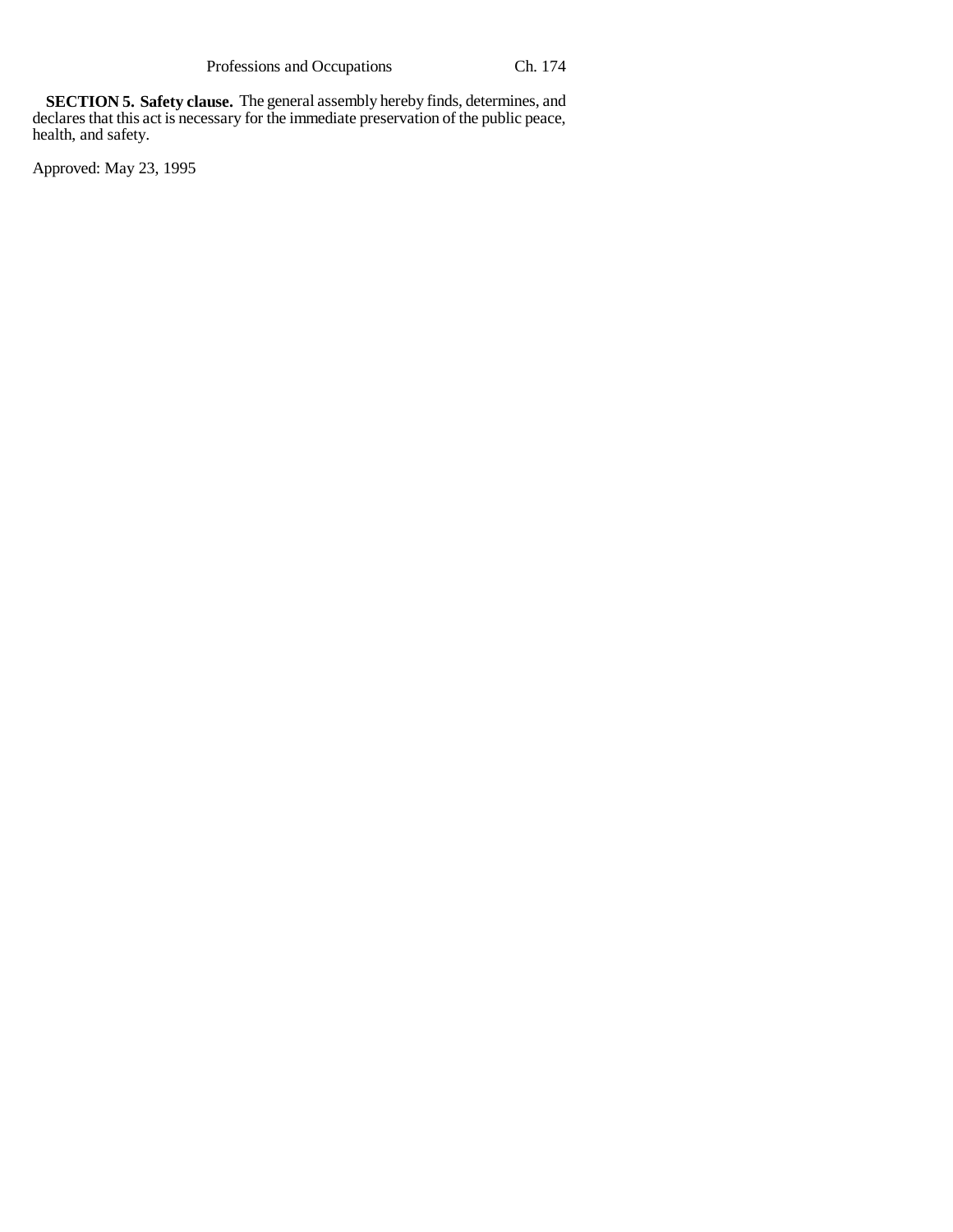**SECTION 5. Safety clause.** The general assembly hereby finds, determines, and declares that this act is necessary for the immediate preservation of the public peace, health, and safety.

Approved: May 23, 1995